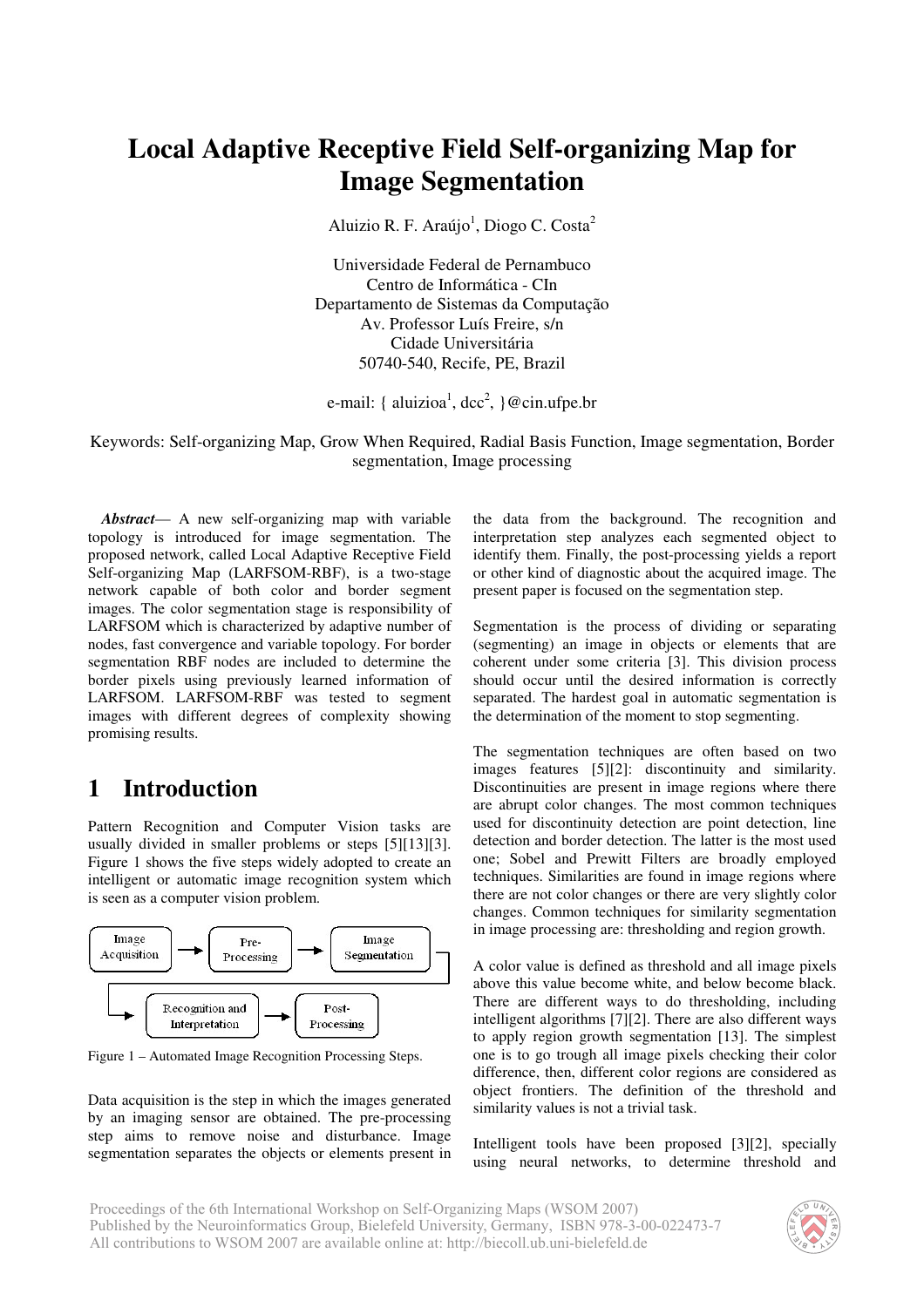# Local Adaptive Receptive Field Self-organizing Map for Image Segmentation

Aluizio R. F. Araújo[1], Diogo C. Costa[2]

Universidade Federal de Pernambuco
Centro de Informática - CIn
Departamento de Sistemas da Computação
Av. Professor Luís Freire, s/n
Cidade Universitária
50740-540, Recife, PE, Brazil

e-mail: { aluizioa[1], dcc[2], }@cin.ufpe.br

Keywords: Self-organizing Map, Grow When Required, Radial Basis Function, Image segmentation, Border segmentation, Image processing

***Abstract***— A new self-organizing map with variable topology is introduced for image segmentation. The proposed network, called Local Adaptive Receptive Field Self-organizing Map (LARFSOM-RBF), is a two-stage network capable of both color and border segment images. The color segmentation stage is responsibility of LARFSOM which is characterized by adaptive number of nodes, fast convergence and variable topology. For border segmentation RBF nodes are included to determine the border pixels using previously learned information of LARFSOM. LARFSOM-RBF was tested to segment images with different degrees of complexity showing promising results.

# 1 Introduction

Pattern Recognition and Computer Vision tasks are usually divided in smaller problems or steps [5][13][3]. Figure 1 shows the five steps widely adopted to create an intelligent or automatic image recognition system which is seen as a computer vision problem.

Image Acquisition → Pre-Processing → Image Segmentation → Recognition and Interpretation → Post-Processing

Figure 1 – Automated Image Recognition Processing Steps.

Data acquisition is the step in which the images generated by an imaging sensor are obtained. The pre-processing step aims to remove noise and disturbance. Image segmentation separates the objects or elements present in the data from the background. The recognition and interpretation step analyzes each segmented object to identify them. Finally, the post-processing yields a report or other kind of diagnostic about the acquired image. The present paper is focused on the segmentation step.

Segmentation is the process of dividing or separating (segmenting) an image in objects or elements that are coherent under some criteria [3]. This division process should occur until the desired information is correctly separated. The hardest goal in automatic segmentation is the determination of the moment to stop segmenting.

The segmentation techniques are often based on two images features [5][2]: discontinuity and similarity. Discontinuities are present in image regions where there are abrupt color changes. The most common techniques used for discontinuity detection are point detection, line detection and border detection. The latter is the most used one; Sobel and Prewitt Filters are broadly employed techniques. Similarities are found in image regions where there are not color changes or there are very slightly color changes. Common techniques for similarity segmentation in image processing are: thresholding and region growth.

A color value is defined as threshold and all image pixels above this value become white, and below become black. There are different ways to do thresholding, including intelligent algorithms [7][2]. There are also different ways to apply region growth segmentation [13]. The simplest one is to go trough all image pixels checking their color difference, then, different color regions are considered as object frontiers. The definition of the threshold and similarity values is not a trivial task.

Intelligent tools have been proposed [3][2], specially using neural networks, to determine threshold and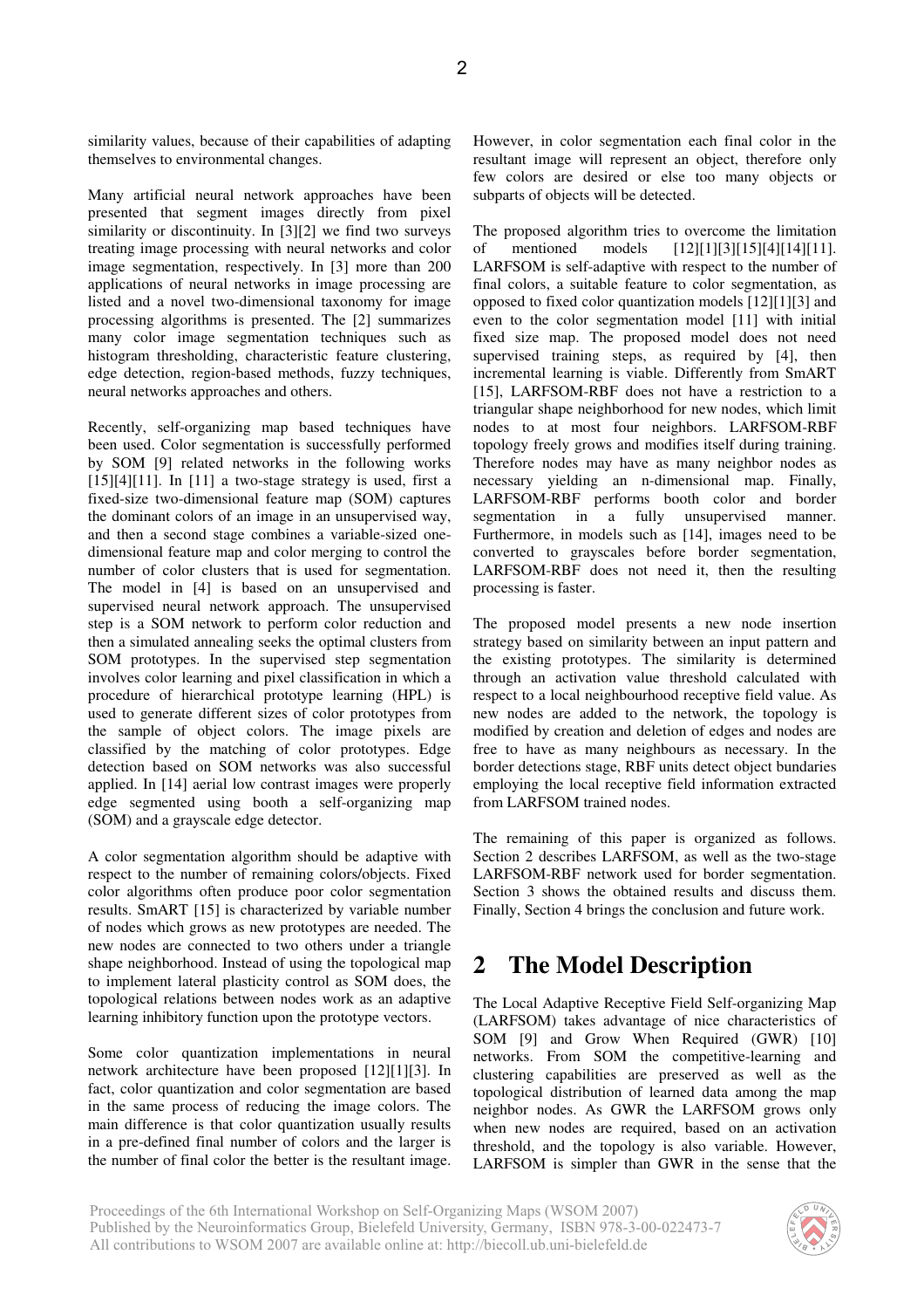similarity values, because of their capabilities of adapting themselves to environmental changes.

Many artificial neural network approaches have been presented that segment images directly from pixel similarity or discontinuity. In [3][2] we find two surveys treating image processing with neural networks and color image segmentation, respectively. In [3] more than 200 applications of neural networks in image processing are listed and a novel two-dimensional taxonomy for image processing algorithms is presented. The [2] summarizes many color image segmentation techniques such as histogram thresholding, characteristic feature clustering, edge detection, region-based methods, fuzzy techniques, neural networks approaches and others.

Recently, self-organizing map based techniques have been used. Color segmentation is successfully performed by SOM [9] related networks in the following works [15][4][11]. In [11] a two-stage strategy is used, first a fixed-size two-dimensional feature map (SOM) captures the dominant colors of an image in an unsupervised way, and then a second stage combines a variable-sized one-dimensional feature map and color merging to control the number of color clusters that is used for segmentation. The model in [4] is based on an unsupervised and supervised neural network approach. The unsupervised step is a SOM network to perform color reduction and then a simulated annealing seeks the optimal clusters from SOM prototypes. In the supervised step segmentation involves color learning and pixel classification in which a procedure of hierarchical prototype learning (HPL) is used to generate different sizes of color prototypes from the sample of object colors. The image pixels are classified by the matching of color prototypes. Edge detection based on SOM networks was also successful applied. In [14] aerial low contrast images were properly edge segmented using booth a self-organizing map (SOM) and a grayscale edge detector.

A color segmentation algorithm should be adaptive with respect to the number of remaining colors/objects. Fixed color algorithms often produce poor color segmentation results. SmART [15] is characterized by variable number of nodes which grows as new prototypes are needed. The new nodes are connected to two others under a triangle shape neighborhood. Instead of using the topological map to implement lateral plasticity control as SOM does, the topological relations between nodes work as an adaptive learning inhibitory function upon the prototype vectors.

Some color quantization implementations in neural network architecture have been proposed [12][1][3]. In fact, color quantization and color segmentation are based in the same process of reducing the image colors. The main difference is that color quantization usually results in a pre-defined final number of colors and the larger is the number of final color the better is the resultant image. However, in color segmentation each final color in the resultant image will represent an object, therefore only few colors are desired or else too many objects or subparts of objects will be detected.

The proposed algorithm tries to overcome the limitation of mentioned models [12][1][3][15][4][14][11]. LARFSOM is self-adaptive with respect to the number of final colors, a suitable feature to color segmentation, as opposed to fixed color quantization models [12][1][3] and even to the color segmentation model [11] with initial fixed size map. The proposed model does not need supervised training steps, as required by [4], then incremental learning is viable. Differently from SmART [15], LARFSOM-RBF does not have a restriction to a triangular shape neighborhood for new nodes, which limit nodes to at most four neighbors. LARFSOM-RBF topology freely grows and modifies itself during training. Therefore nodes may have as many neighbor nodes as necessary yielding an n-dimensional map. Finally, LARFSOM-RBF performs booth color and border segmentation in a fully unsupervised manner. Furthermore, in models such as [14], images need to be converted to grayscales before border segmentation, LARFSOM-RBF does not need it, then the resulting processing is faster.

The proposed model presents a new node insertion strategy based on similarity between an input pattern and the existing prototypes. The similarity is determined through an activation value threshold calculated with respect to a local neighbourhood receptive field value. As new nodes are added to the network, the topology is modified by creation and deletion of edges and nodes are free to have as many neighbours as necessary. In the border detections stage, RBF units detect object bundaries employing the local receptive field information extracted from LARFSOM trained nodes.

The remaining of this paper is organized as follows. Section 2 describes LARFSOM, as well as the two-stage LARFSOM-RBF network used for border segmentation. Section 3 shows the obtained results and discuss them. Finally, Section 4 brings the conclusion and future work.

# 2 The Model Description

The Local Adaptive Receptive Field Self-organizing Map (LARFSOM) takes advantage of nice characteristics of SOM [9] and Grow When Required (GWR) [10] networks. From SOM the competitive-learning and clustering capabilities are preserved as well as the topological distribution of learned data among the map neighbor nodes. As GWR the LARFSOM grows only when new nodes are required, based on an activation threshold, and the topology is also variable. However, LARFSOM is simpler than GWR in the sense that the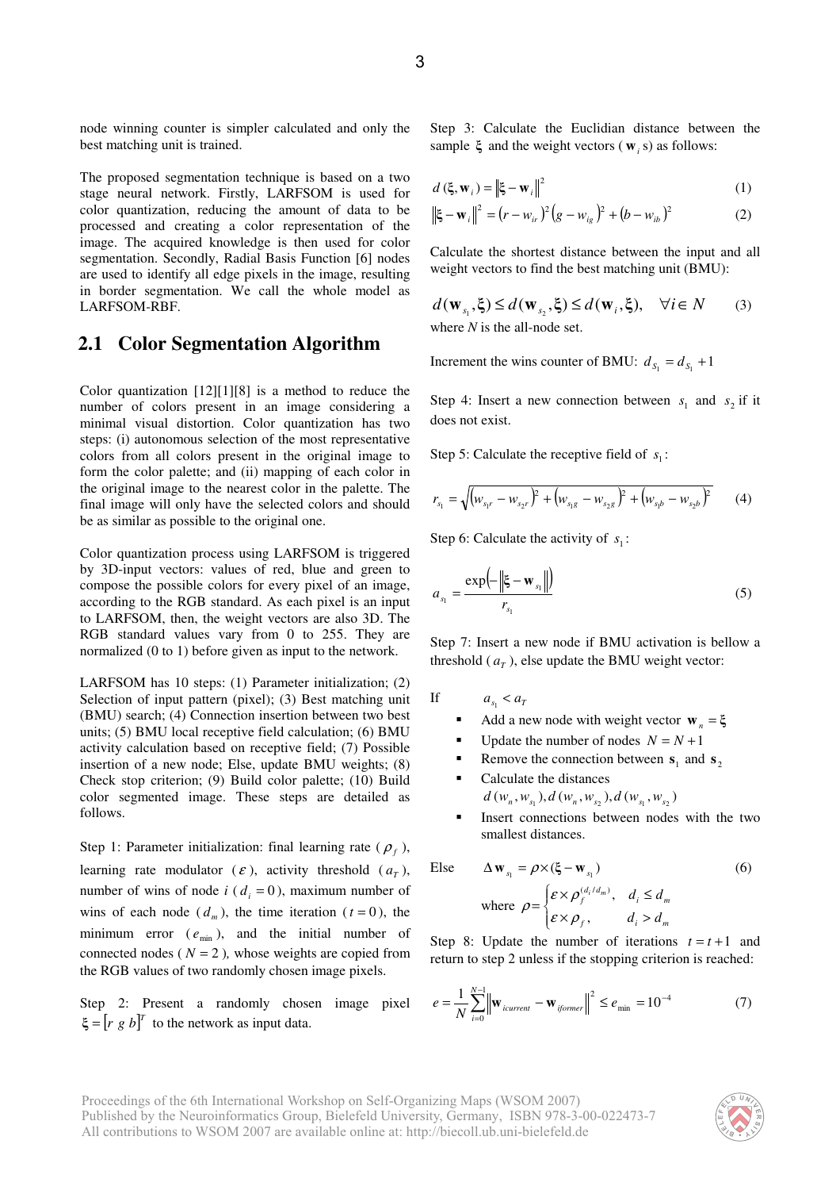node winning counter is simpler calculated and only the best matching unit is trained.

The proposed segmentation technique is based on a two stage neural network. Firstly, LARFSOM is used for color quantization, reducing the amount of data to be processed and creating a color representation of the image. The acquired knowledge is then used for color segmentation. Secondly, Radial Basis Function [6] nodes are used to identify all edge pixels in the image, resulting in border segmentation. We call the whole model as LARFSOM-RBF.

## 2.1 Color Segmentation Algorithm

Color quantization [12][1][8] is a method to reduce the number of colors present in an image considering a minimal visual distortion. Color quantization has two steps: (i) autonomous selection of the most representative colors from all colors present in the original image to form the color palette; and (ii) mapping of each color in the original image to the nearest color in the palette. The final image will only have the selected colors and should be as similar as possible to the original one.

Color quantization process using LARFSOM is triggered by 3D-input vectors: values of red, blue and green to compose the possible colors for every pixel of an image, according to the RGB standard. As each pixel is an input to LARFSOM, then, the weight vectors are also 3D. The RGB standard values vary from 0 to 255. They are normalized (0 to 1) before given as input to the network.

LARFSOM has 10 steps: (1) Parameter initialization; (2) Selection of input pattern (pixel); (3) Best matching unit (BMU) search; (4) Connection insertion between two best units; (5) BMU local receptive field calculation; (6) BMU activity calculation based on receptive field; (7) Possible insertion of a new node; Else, update BMU weights; (8) Check stop criterion; (9) Build color palette; (10) Build color segmented image. These steps are detailed as follows.

Step 1: Parameter initialization: final learning rate ($\rho_f$), learning rate modulator ($\varepsilon$), activity threshold ($a_T$), number of wins of node $i$ ($d_i = 0$), maximum number of wins of each node ($d_m$), the time iteration ($t = 0$), the minimum error ($e_{\min}$), and the initial number of connected nodes ($N = 2$), whose weights are copied from the RGB values of two randomly chosen image pixels.

Step 2: Present a randomly chosen image pixel $\boldsymbol{\xi} = [r\ g\ b]^T$ to the network as input data.

Step 3: Calculate the Euclidian distance between the sample $\boldsymbol{\xi}$ and the weight vectors ($\mathbf{w}_i$ s) as follows:

$$d(\boldsymbol{\xi}, \mathbf{w}_i) = \|\boldsymbol{\xi} - \mathbf{w}_i\|^2 \tag{1}$$

$$\|\boldsymbol{\xi} - \mathbf{w}_i\|^2 = (r - w_{ir})^2 (g - w_{ig})^2 + (b - w_{ib})^2 \tag{2}$$

Calculate the shortest distance between the input and all weight vectors to find the best matching unit (BMU):

$$d(\mathbf{w}_{s_1}, \boldsymbol{\xi}) \le d(\mathbf{w}_{s_2}, \boldsymbol{\xi}) \le d(\mathbf{w}_i, \boldsymbol{\xi}), \quad \forall i \in N \tag{3}$$

where $N$ is the all-node set.

Increment the wins counter of BMU: $d_{S_1} = d_{S_1} + 1$

Step 4: Insert a new connection between $s_1$ and $s_2$ if it does not exist.

Step 5: Calculate the receptive field of $s_1$:

$$r_{s_1} = \sqrt{(w_{s_1r} - w_{s_2r})^2 + (w_{s_1g} - w_{s_2g})^2 + (w_{s_1b} - w_{s_2b})^2} \tag{4}$$

Step 6: Calculate the activity of $s_1$:

$$a_{s_1} = \frac{\exp\left(-\|\boldsymbol{\xi} - \mathbf{w}_{s_1}\|\right)}{r_{s_1}} \tag{5}$$

Step 7: Insert a new node if BMU activation is bellow a threshold ($a_T$), else update the BMU weight vector:

If $a_{s_1} < a_T$

- Add a new node with weight vector $\mathbf{w}_n = \boldsymbol{\xi}$
- Update the number of nodes $N = N + 1$
- Remove the connection between $\mathbf{s}_1$ and $\mathbf{s}_2$
- Calculate the distances $d(w_n, w_{s_1}), d(w_n, w_{s_2}), d(w_{s_1}, w_{s_2})$
- Insert connections between nodes with the two smallest distances.

Else

$$\Delta \mathbf{w}_{s_1} = \rho \times (\boldsymbol{\xi} - \mathbf{w}_{s_1}) \tag{6}$$

where $\rho = \begin{cases} \varepsilon \times \rho_f^{(d_i/d_m)}, & d_i \le d_m \\ \varepsilon \times \rho_f, & d_i > d_m \end{cases}$

Step 8: Update the number of iterations $t = t + 1$ and return to step 2 unless if the stopping criterion is reached:

$$e = \frac{1}{N} \sum_{i=0}^{N-1} \|\mathbf{w}_{icurrent} - \mathbf{w}_{iformer}\|^2 \le e_{\min} = 10^{-4} \tag{7}$$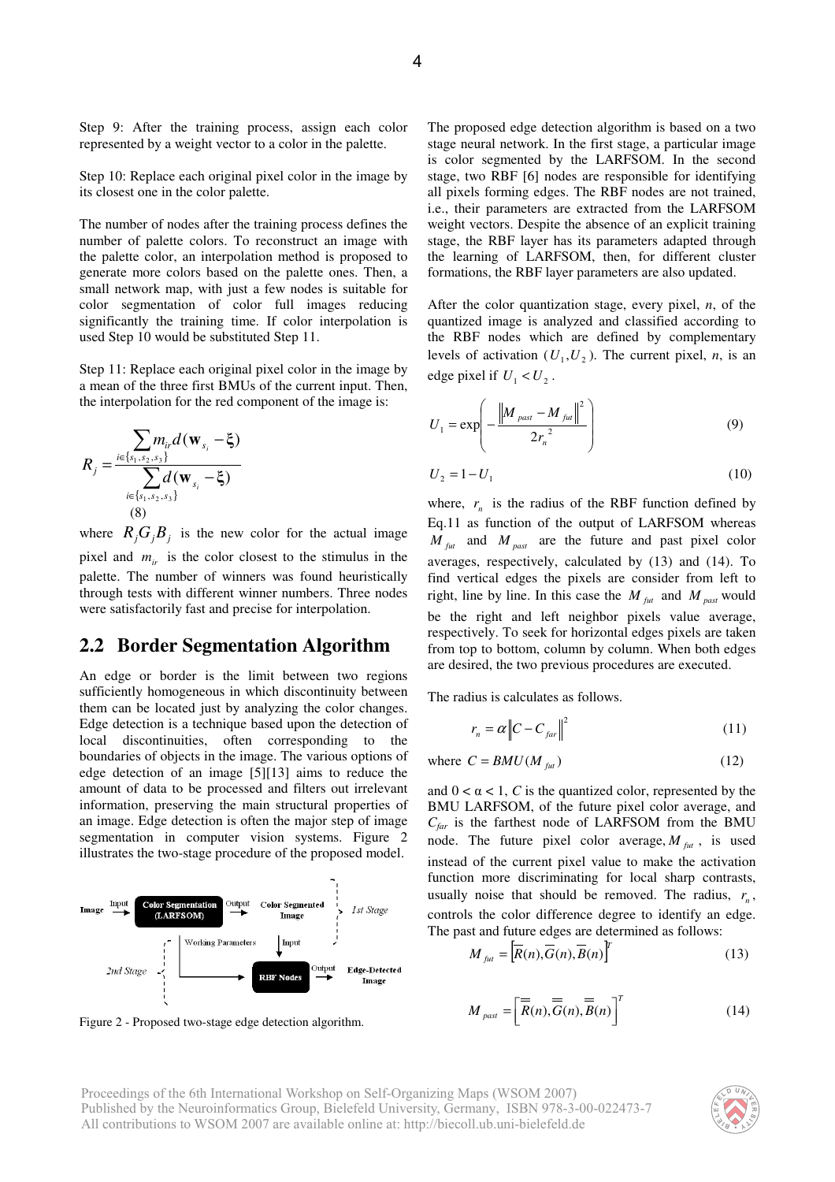Step 9: After the training process, assign each color represented by a weight vector to a color in the palette.

Step 10: Replace each original pixel color in the image by its closest one in the color palette.

The number of nodes after the training process defines the number of palette colors. To reconstruct an image with the palette color, an interpolation method is proposed to generate more colors based on the palette ones. Then, a small network map, with just a few nodes is suitable for color segmentation of color full images reducing significantly the training time. If color interpolation is used Step 10 would be substituted Step 11.

Step 11: Replace each original pixel color in the image by a mean of the three first BMUs of the current input. Then, the interpolation for the red component of the image is:

$$R_j = \frac{\sum_{i \in \{s_1, s_2, s_3\}} m_{ir} d(\mathbf{w}_{s_i} - \boldsymbol{\xi})}{\sum_{i \in \{s_1, s_2, s_3\}} d(\mathbf{w}_{s_i} - \boldsymbol{\xi})} \tag{8}$$

where $R_j G_j B_j$ is the new color for the actual image pixel and $m_{ir}$ is the color closest to the stimulus in the palette. The number of winners was found heuristically through tests with different winner numbers. Three nodes were satisfactorily fast and precise for interpolation.

## 2.2 Border Segmentation Algorithm

An edge or border is the limit between two regions sufficiently homogeneous in which discontinuity between them can be located just by analyzing the color changes. Edge detection is a technique based upon the detection of local discontinuities, often corresponding to the boundaries of objects in the image. The various options of edge detection of an image [5][13] aims to reduce the amount of data to be processed and filters out irrelevant information, preserving the main structural properties of an image. Edge detection is often the major step of image segmentation in computer vision systems. Figure 2 illustrates the two-stage procedure of the proposed model.

Figure 2 - Proposed two-stage edge detection algorithm.

The proposed edge detection algorithm is based on a two stage neural network. In the first stage, a particular image is color segmented by the LARFSOM. In the second stage, two RBF [6] nodes are responsible for identifying all pixels forming edges. The RBF nodes are not trained, i.e., their parameters are extracted from the LARFSOM weight vectors. Despite the absence of an explicit training stage, the RBF layer has its parameters adapted through the learning of LARFSOM, then, for different cluster formations, the RBF layer parameters are also updated.

After the color quantization stage, every pixel, *n*, of the quantized image is analyzed and classified according to the RBF nodes which are defined by complementary levels of activation $(U_1, U_2)$. The current pixel, *n*, is an edge pixel if $U_1 < U_2$.

$$U_1 = \exp\left(-\frac{\left\|M_{past} - M_{fut}\right\|^2}{2r_n^{\,2}}\right) \tag{9}$$

$$U_2 = 1 - U_1 \tag{10}$$

where, $r_n$ is the radius of the RBF function defined by Eq.11 as function of the output of LARFSOM whereas $M_{fut}$ and $M_{past}$ are the future and past pixel color averages, respectively, calculated by (13) and (14). To find vertical edges the pixels are consider from left to right, line by line. In this case the $M_{fut}$ and $M_{past}$ would be the right and left neighbor pixels value average, respectively. To seek for horizontal edges pixels are taken from top to bottom, column by column. When both edges are desired, the two previous procedures are executed.

The radius is calculates as follows.

$$r_n = \alpha \left\|C - C_{far}\right\|^2 \tag{11}$$

$$\text{where } C = BMU(M_{fut}) \tag{12}$$

and $0 < \alpha < 1$, $C$ is the quantized color, represented by the BMU LARFSOM, of the future pixel color average, and $C_{far}$ is the farthest node of LARFSOM from the BMU node. The future pixel color average, $M_{fut}$, is used instead of the current pixel value to make the activation function more discriminating for local sharp contrasts, usually noise that should be removed. The radius, $r_n$, controls the color difference degree to identify an edge. The past and future edges are determined as follows:

$$M_{fut} = \left[\overline{R}(n), \overline{G}(n), \overline{B}(n)\right]^T \tag{13}$$

$$M_{past} = \left[\overline{\overline{R}}(n), \overline{\overline{G}}(n), \overline{\overline{B}}(n)\right]^T \tag{14}$$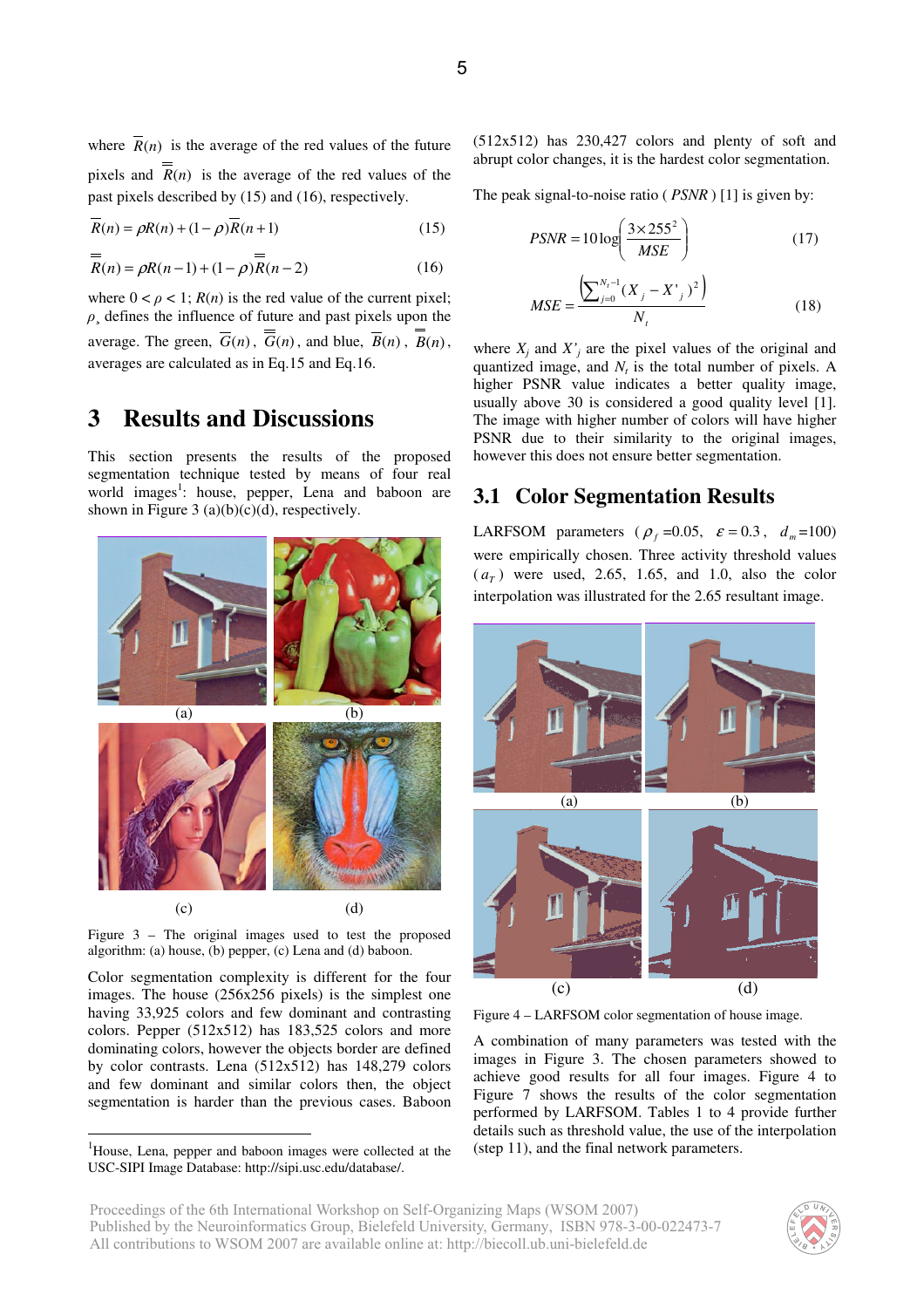where $\overline{R}(n)$ is the average of the red values of the future pixels and $\overline{\overline{R}}(n)$ is the average of the red values of the past pixels described by (15) and (16), respectively.

$$\overline{R}(n) = \rho R(n) + (1-\rho)\overline{R}(n+1) \quad (15)$$

$$\overline{\overline{R}}(n) = \rho R(n-1) + (1-\rho)\overline{\overline{R}}(n-2) \quad (16)$$

where $0 < \rho < 1$; $R(n)$ is the red value of the current pixel; $\rho$, defines the influence of future and past pixels upon the average. The green, $\overline{G}(n)$, $\overline{\overline{G}}(n)$, and blue, $\overline{B}(n)$, $\overline{\overline{B}}(n)$, averages are calculated as in Eq.15 and Eq.16.

# 3 Results and Discussions

This section presents the results of the proposed segmentation technique tested by means of four real world images[1]: house, pepper, Lena and baboon are shown in Figure 3 (a)(b)(c)(d), respectively.

Figure 3 – The original images used to test the proposed algorithm: (a) house, (b) pepper, (c) Lena and (d) baboon.

Color segmentation complexity is different for the four images. The house (256x256 pixels) is the simplest one having 33,925 colors and few dominant and contrasting colors. Pepper (512x512) has 183,525 colors and more dominating colors, however the objects border are defined by color contrasts. Lena (512x512) has 148,279 colors and few dominant and similar colors then, the object segmentation is harder than the previous cases. Baboon (512x512) has 230,427 colors and plenty of soft and abrupt color changes, it is the hardest color segmentation.

[1]House, Lena, pepper and baboon images were collected at the USC-SIPI Image Database: http://sipi.usc.edu/database/.

The peak signal-to-noise ratio ($PSNR$) [1] is given by:

$$PSNR = 10\log\left(\frac{3\times 255^2}{MSE}\right) \quad (17)$$

$$MSE = \frac{\left(\sum_{j=0}^{N_t-1}(X_j - X'_j)^2\right)}{N_t} \quad (18)$$

where $X_j$ and $X'_j$ are the pixel values of the original and quantized image, and $N_t$ is the total number of pixels. A higher PSNR value indicates a better quality image, usually above 30 is considered a good quality level [1]. The image with higher number of colors will have higher PSNR due to their similarity to the original images, however this does not ensure better segmentation.

## 3.1 Color Segmentation Results

LARFSOM parameters ($\rho_f$ =0.05, $\varepsilon = 0.3$, $d_m$=100) were empirically chosen. Three activity threshold values ($a_T$) were used, 2.65, 1.65, and 1.0, also the color interpolation was illustrated for the 2.65 resultant image.

Figure 4 – LARFSOM color segmentation of house image.

A combination of many parameters was tested with the images in Figure 3. The chosen parameters showed to achieve good results for all four images. Figure 4 to Figure 7 shows the results of the color segmentation performed by LARFSOM. Tables 1 to 4 provide further details such as threshold value, the use of the interpolation (step 11), and the final network parameters.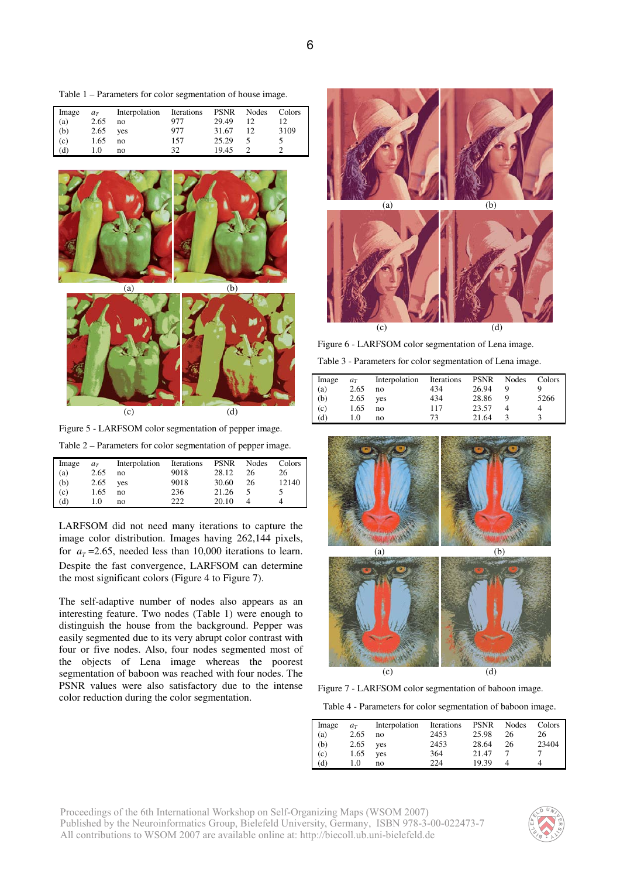Table 1 – Parameters for color segmentation of house image.

| Image | $a_T$ | Interpolation | Iterations | PSNR | Nodes | Colors |
|---|---|---|---|---|---|---|
| (a) | 2.65 | no | 977 | 29.49 | 12 | 12 |
| (b) | 2.65 | yes | 977 | 31.67 | 12 | 3109 |
| (c) | 1.65 | no | 157 | 25.29 | 5 | 5 |
| (d) | 1.0 | no | 32 | 19.45 | 2 | 2 |

(a) (b) (c) (d)

Figure 5 - LARFSOM color segmentation of pepper image.

Table 2 – Parameters for color segmentation of pepper image.

| Image | $a_T$ | Interpolation | Iterations | PSNR | Nodes | Colors |
|---|---|---|---|---|---|---|
| (a) | 2.65 | no | 9018 | 28.12 | 26 | 26 |
| (b) | 2.65 | yes | 9018 | 30.60 | 26 | 12140 |
| (c) | 1.65 | no | 236 | 21.26 | 5 | 5 |
| (d) | 1.0 | no | 222 | 20.10 | 4 | 4 |

LARFSOM did not need many iterations to capture the image color distribution. Images having 262,144 pixels, for $a_T$ =2.65, needed less than 10,000 iterations to learn. Despite the fast convergence, LARFSOM can determine the most significant colors (Figure 4 to Figure 7).

The self-adaptive number of nodes also appears as an interesting feature. Two nodes (Table 1) were enough to distinguish the house from the background. Pepper was easily segmented due to its very abrupt color contrast with four or five nodes. Also, four nodes segmented most of the objects of Lena image whereas the poorest segmentation of baboon was reached with four nodes. The PSNR values were also satisfactory due to the intense color reduction during the color segmentation.

(a) (b) (c) (d)

Figure 6 - LARFSOM color segmentation of Lena image.

Table 3 - Parameters for color segmentation of Lena image.

| Image | $a_T$ | Interpolation | Iterations | PSNR | Nodes | Colors |
|---|---|---|---|---|---|---|
| (a) | 2.65 | no | 434 | 26.94 | 9 | 9 |
| (b) | 2.65 | yes | 434 | 28.86 | 9 | 5266 |
| (c) | 1.65 | no | 117 | 23.57 | 4 | 4 |
| (d) | 1.0 | no | 73 | 21.64 | 3 | 3 |

(a) (b) (c) (d)

Figure 7 - LARFSOM color segmentation of baboon image.

Table 4 - Parameters for color segmentation of baboon image.

| Image | $a_T$ | Interpolation | Iterations | PSNR | Nodes | Colors |
|---|---|---|---|---|---|---|
| (a) | 2.65 | no | 2453 | 25.98 | 26 | 26 |
| (b) | 2.65 | yes | 2453 | 28.64 | 26 | 23404 |
| (c) | 1.65 | yes | 364 | 21.47 | 7 | 7 |
| (d) | 1.0 | no | 224 | 19.39 | 4 | 4 |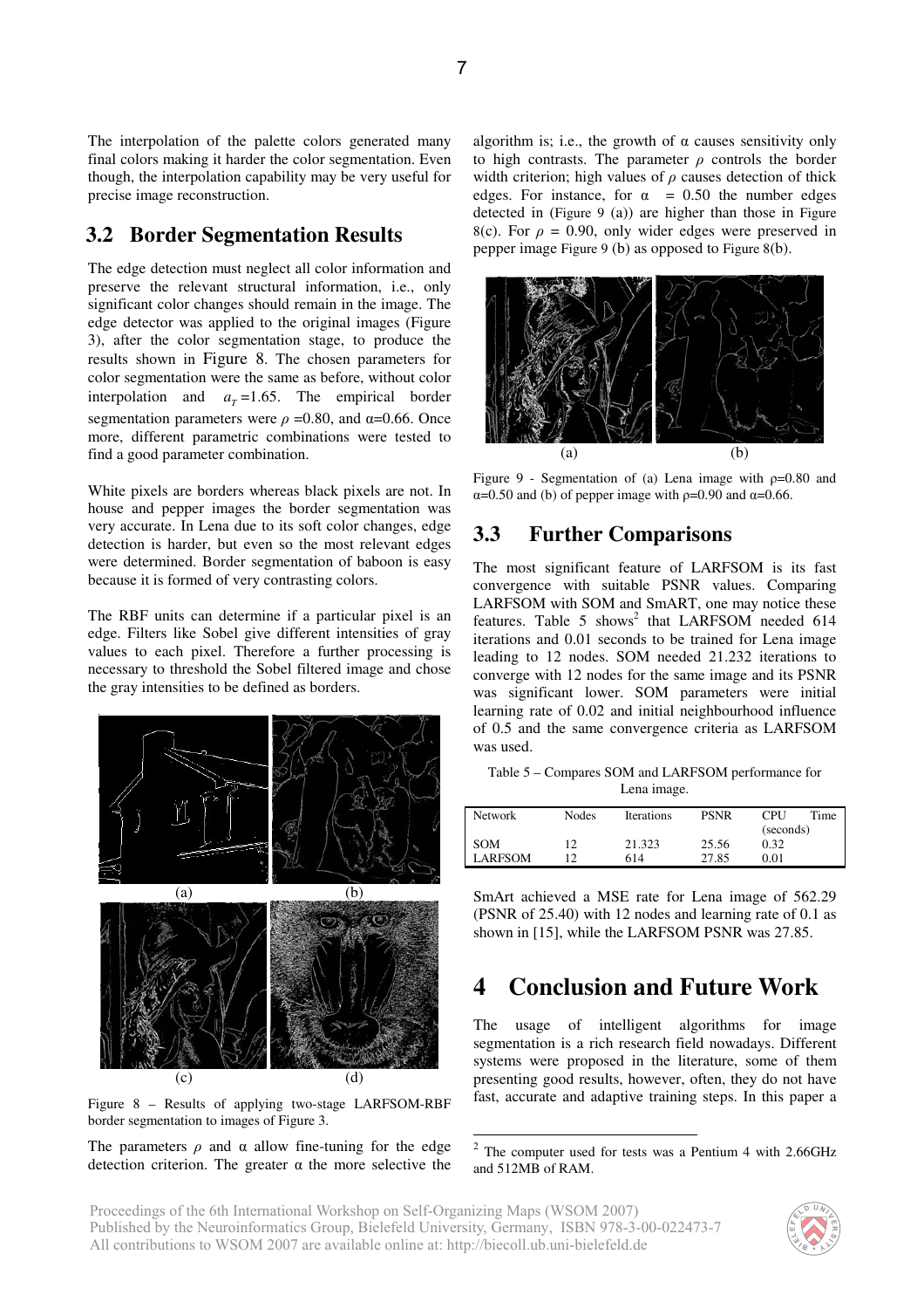The interpolation of the palette colors generated many final colors making it harder the color segmentation. Even though, the interpolation capability may be very useful for precise image reconstruction.

## 3.2 Border Segmentation Results

The edge detection must neglect all color information and preserve the relevant structural information, i.e., only significant color changes should remain in the image. The edge detector was applied to the original images (Figure 3), after the color segmentation stage, to produce the results shown in Figure 8. The chosen parameters for color segmentation were the same as before, without color interpolation and $a_T$ =1.65. The empirical border segmentation parameters were $\rho$ =0.80, and α=0.66. Once more, different parametric combinations were tested to find a good parameter combination.

White pixels are borders whereas black pixels are not. In house and pepper images the border segmentation was very accurate. In Lena due to its soft color changes, edge detection is harder, but even so the most relevant edges were determined. Border segmentation of baboon is easy because it is formed of very contrasting colors.

The RBF units can determine if a particular pixel is an edge. Filters like Sobel give different intensities of gray values to each pixel. Therefore a further processing is necessary to threshold the Sobel filtered image and chose the gray intensities to be defined as borders.

(a) (b)

(c) (d)

Figure 8 – Results of applying two-stage LARFSOM-RBF border segmentation to images of Figure 3.

The parameters $\rho$ and α allow fine-tuning for the edge detection criterion. The greater α the more selective the algorithm is; i.e., the growth of α causes sensitivity only to high contrasts. The parameter $\rho$ controls the border width criterion; high values of $\rho$ causes detection of thick edges. For instance, for α = 0.50 the number edges detected in (Figure 9 (a)) are higher than those in Figure 8(c). For $\rho$ = 0.90, only wider edges were preserved in pepper image Figure 9 (b) as opposed to Figure 8(b).

(a) (b)

Figure 9 - Segmentation of (a) Lena image with ρ=0.80 and α=0.50 and (b) of pepper image with ρ=0.90 and α=0.66.

## 3.3 Further Comparisons

The most significant feature of LARFSOM is its fast convergence with suitable PSNR values. Comparing LARFSOM with SOM and SmART, one may notice these features. Table 5 shows[2] that LARFSOM needed 614 iterations and 0.01 seconds to be trained for Lena image leading to 12 nodes. SOM needed 21.232 iterations to converge with 12 nodes for the same image and its PSNR was significant lower. SOM parameters were initial learning rate of 0.02 and initial neighbourhood influence of 0.5 and the same convergence criteria as LARFSOM was used.

Table 5 – Compares SOM and LARFSOM performance for Lena image.

| Network | Nodes | Iterations | PSNR | CPU Time (seconds) |
|---|---|---|---|---|
| SOM | 12 | 21.323 | 25.56 | 0.32 |
| LARFSOM | 12 | 614 | 27.85 | 0.01 |

SmArt achieved a MSE rate for Lena image of 562.29 (PSNR of 25.40) with 12 nodes and learning rate of 0.1 as shown in [15], while the LARFSOM PSNR was 27.85.

# 4 Conclusion and Future Work

The usage of intelligent algorithms for image segmentation is a rich research field nowadays. Different systems were proposed in the literature, some of them presenting good results, however, often, they do not have fast, accurate and adaptive training steps. In this paper a

[2] The computer used for tests was a Pentium 4 with 2.66GHz and 512MB of RAM.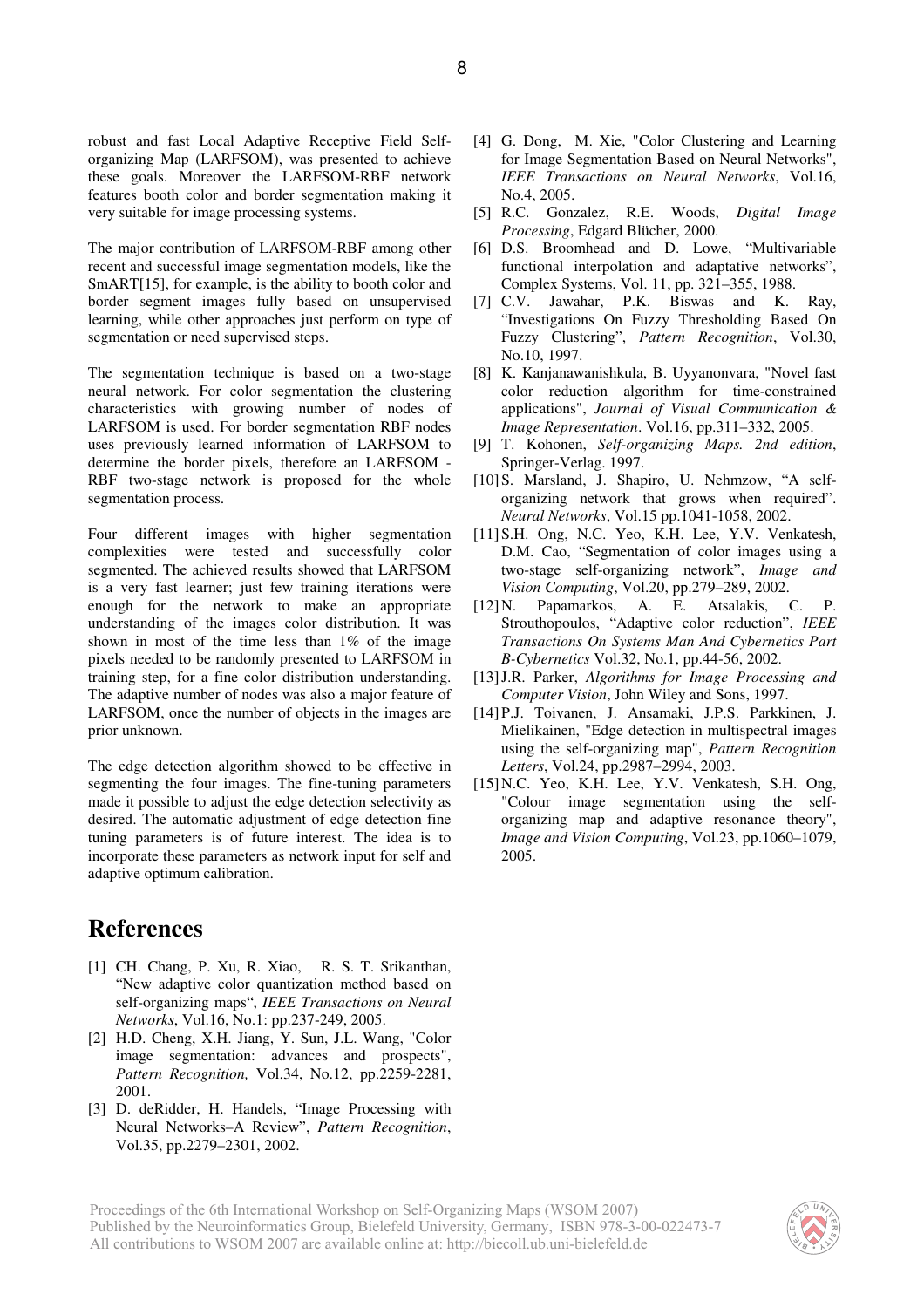robust and fast Local Adaptive Receptive Field Self-organizing Map (LARFSOM), was presented to achieve these goals. Moreover the LARFSOM-RBF network features booth color and border segmentation making it very suitable for image processing systems.

The major contribution of LARFSOM-RBF among other recent and successful image segmentation models, like the SmART[15], for example, is the ability to booth color and border segment images fully based on unsupervised learning, while other approaches just perform on type of segmentation or need supervised steps.

The segmentation technique is based on a two-stage neural network. For color segmentation the clustering characteristics with growing number of nodes of LARFSOM is used. For border segmentation RBF nodes uses previously learned information of LARFSOM to determine the border pixels, therefore an LARFSOM - RBF two-stage network is proposed for the whole segmentation process.

Four different images with higher segmentation complexities were tested and successfully color segmented. The achieved results showed that LARFSOM is a very fast learner; just few training iterations were enough for the network to make an appropriate understanding of the images color distribution. It was shown in most of the time less than 1% of the image pixels needed to be randomly presented to LARFSOM in training step, for a fine color distribution understanding. The adaptive number of nodes was also a major feature of LARFSOM, once the number of objects in the images are prior unknown.

The edge detection algorithm showed to be effective in segmenting the four images. The fine-tuning parameters made it possible to adjust the edge detection selectivity as desired. The automatic adjustment of edge detection fine tuning parameters is of future interest. The idea is to incorporate these parameters as network input for self and adaptive optimum calibration.

# References

[1] CH. Chang, P. Xu, R. Xiao, R. S. T. Srikanthan, "New adaptive color quantization method based on self-organizing maps", *IEEE Transactions on Neural Networks*, Vol.16, No.1: pp.237-249, 2005.

[2] H.D. Cheng, X.H. Jiang, Y. Sun, J.L. Wang, "Color image segmentation: advances and prospects", *Pattern Recognition,* Vol.34, No.12, pp.2259-2281, 2001.

[3] D. deRidder, H. Handels, "Image Processing with Neural Networks–A Review", *Pattern Recognition*, Vol.35, pp.2279–2301, 2002.

[4] G. Dong, M. Xie, "Color Clustering and Learning for Image Segmentation Based on Neural Networks", *IEEE Transactions on Neural Networks*, Vol.16, No.4, 2005.

[5] R.C. Gonzalez, R.E. Woods, *Digital Image Processing*, Edgard Blücher, 2000.

[6] D.S. Broomhead and D. Lowe, "Multivariable functional interpolation and adaptative networks", Complex Systems, Vol. 11, pp. 321–355, 1988.

[7] C.V. Jawahar, P.K. Biswas and K. Ray, "Investigations On Fuzzy Thresholding Based On Fuzzy Clustering", *Pattern Recognition*, Vol.30, No.10, 1997.

[8] K. Kanjanawanishkula, B. Uyyanonvara, "Novel fast color reduction algorithm for time-constrained applications", *Journal of Visual Communication & Image Representation*. Vol.16, pp.311–332, 2005.

[9] T. Kohonen, *Self-organizing Maps. 2nd edition*, Springer-Verlag. 1997.

[10] S. Marsland, J. Shapiro, U. Nehmzow, "A self-organizing network that grows when required". *Neural Networks*, Vol.15 pp.1041-1058, 2002.

[11] S.H. Ong, N.C. Yeo, K.H. Lee, Y.V. Venkatesh, D.M. Cao, "Segmentation of color images using a two-stage self-organizing network", *Image and Vision Computing*, Vol.20, pp.279–289, 2002.

[12] N. Papamarkos, A. E. Atsalakis, C. P. Strouthopoulos, "Adaptive color reduction", *IEEE Transactions On Systems Man And Cybernetics Part B-Cybernetics* Vol.32, No.1, pp.44-56, 2002.

[13] J.R. Parker, *Algorithms for Image Processing and Computer Vision*, John Wiley and Sons, 1997.

[14] P.J. Toivanen, J. Ansamaki, J.P.S. Parkkinen, J. Mielikainen, "Edge detection in multispectral images using the self-organizing map", *Pattern Recognition Letters*, Vol.24, pp.2987–2994, 2003.

[15] N.C. Yeo, K.H. Lee, Y.V. Venkatesh, S.H. Ong, "Colour image segmentation using the self-organizing map and adaptive resonance theory", *Image and Vision Computing*, Vol.23, pp.1060–1079, 2005.